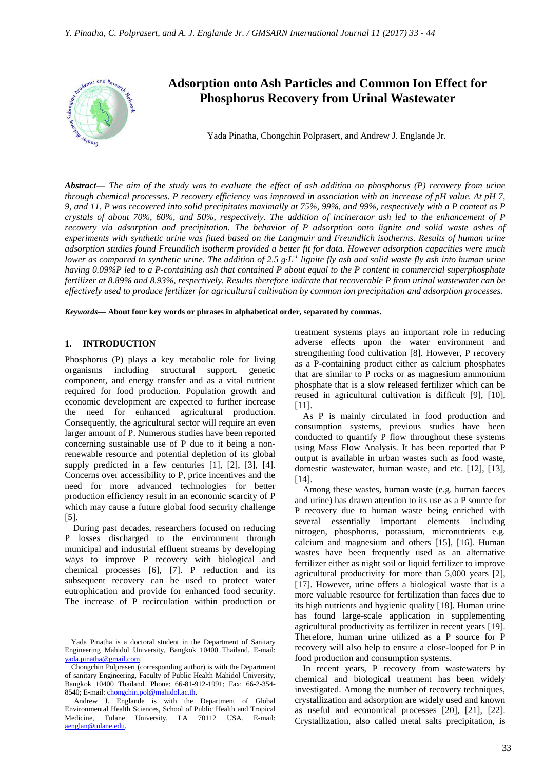# Adsorption onto Ash Particles and Common Ion Effect for Phosphorus Recovery from Urinal Wastewater

Yada Pinatha, Chongchin Polprasert, and Andrew J. Englande Jr.

***Abstract***— *The aim of the study was to evaluate the effect of ash addition on phosphorus (P) recovery from urine through chemical processes. P recovery efficiency was improved in association with an increase of pH value. At pH 7, 9, and 11, P was recovered into solid precipitates maximally at 75%, 99%, and 99%, respectively with a P content as P crystals of about 70%, 60%, and 50%, respectively. The addition of incinerator ash led to the enhancement of P recovery via adsorption and precipitation. The behavior of P adsorption onto lignite and solid waste ashes of experiments with synthetic urine was fitted based on the Langmuir and Freundlich isotherms. Results of human urine adsorption studies found Freundlich isotherm provided a better fit for data. However adsorption capacities were much lower as compared to synthetic urine. The addition of 2.5 g·L*$^{-1}$ *lignite fly ash and solid waste fly ash into human urine having 0.09%P led to a P-containing ash that contained P about equal to the P content in commercial superphosphate fertilizer at 8.89% and 8.93%, respectively. Results therefore indicate that recoverable P from urinal wastewater can be effectively used to produce fertilizer for agricultural cultivation by common ion precipitation and adsorption processes.*

***Keywords***— **About four key words or phrases in alphabetical order, separated by commas.**

## 1. INTRODUCTION

Phosphorus (P) plays a key metabolic role for living organisms including structural support, genetic component, and energy transfer and as a vital nutrient required for food production. Population growth and economic development are expected to further increase the need for enhanced agricultural production. Consequently, the agricultural sector will require an even larger amount of P. Numerous studies have been reported concerning sustainable use of P due to it being a non-renewable resource and potential depletion of its global supply predicted in a few centuries [1], [2], [3], [4]. Concerns over accessibility to P, price incentives and the need for more advanced technologies for better production efficiency result in an economic scarcity of P which may cause a future global food security challenge [5].

During past decades, researchers focused on reducing P losses discharged to the environment through municipal and industrial effluent streams by developing ways to improve P recovery with biological and chemical processes [6], [7]. P reduction and its subsequent recovery can be used to protect water eutrophication and provide for enhanced food security. The increase of P recirculation within production or treatment systems plays an important role in reducing adverse effects upon the water environment and strengthening food cultivation [8]. However, P recovery as a P-containing product either as calcium phosphates that are similar to P rocks or as magnesium ammonium phosphate that is a slow released fertilizer which can be reused in agricultural cultivation is difficult [9], [10], [11].

As P is mainly circulated in food production and consumption systems, previous studies have been conducted to quantify P flow throughout these systems using Mass Flow Analysis. It has been reported that P output is available in urban wastes such as food waste, domestic wastewater, human waste, and etc. [12], [13], [14].

Among these wastes, human waste (e.g. human faeces and urine) has drawn attention to its use as a P source for P recovery due to human waste being enriched with several essentially important elements including nitrogen, phosphorus, potassium, micronutrients e.g. calcium and magnesium and others [15], [16]. Human wastes have been frequently used as an alternative fertilizer either as night soil or liquid fertilizer to improve agricultural productivity for more than 5,000 years [2], [17]. However, urine offers a biological waste that is a more valuable resource for fertilization than faces due to its high nutrients and hygienic quality [18]. Human urine has found large-scale application in supplementing agricultural productivity as fertilizer in recent years [19]. Therefore, human urine utilized as a P source for P recovery will also help to ensure a close-looped for P in food production and consumption systems.

In recent years, P recovery from wastewaters by chemical and biological treatment has been widely investigated. Among the number of recovery techniques, crystallization and adsorption are widely used and known as useful and economical processes [20], [21], [22]. Crystallization, also called metal salts precipitation, is

---

Yada Pinatha is a doctoral student in the Department of Sanitary Engineering Mahidol University, Bangkok 10400 Thailand. E-mail: yada.pinatha@gmail.com.

Chongchin Polprasert (corresponding author) is with the Department of sanitary Engineering, Faculty of Public Health Mahidol University, Bangkok 10400 Thailand. Phone: 66-81-912-1991; Fax: 66-2-354-8540; E-mail: chongchin.pol@mahidol.ac.th.

Andrew J. Englande is with the Department of Global Environmental Health Sciences, School of Public Health and Tropical Medicine, Tulane University, LA 70112 USA. E-mail: aenglan@tulane.edu.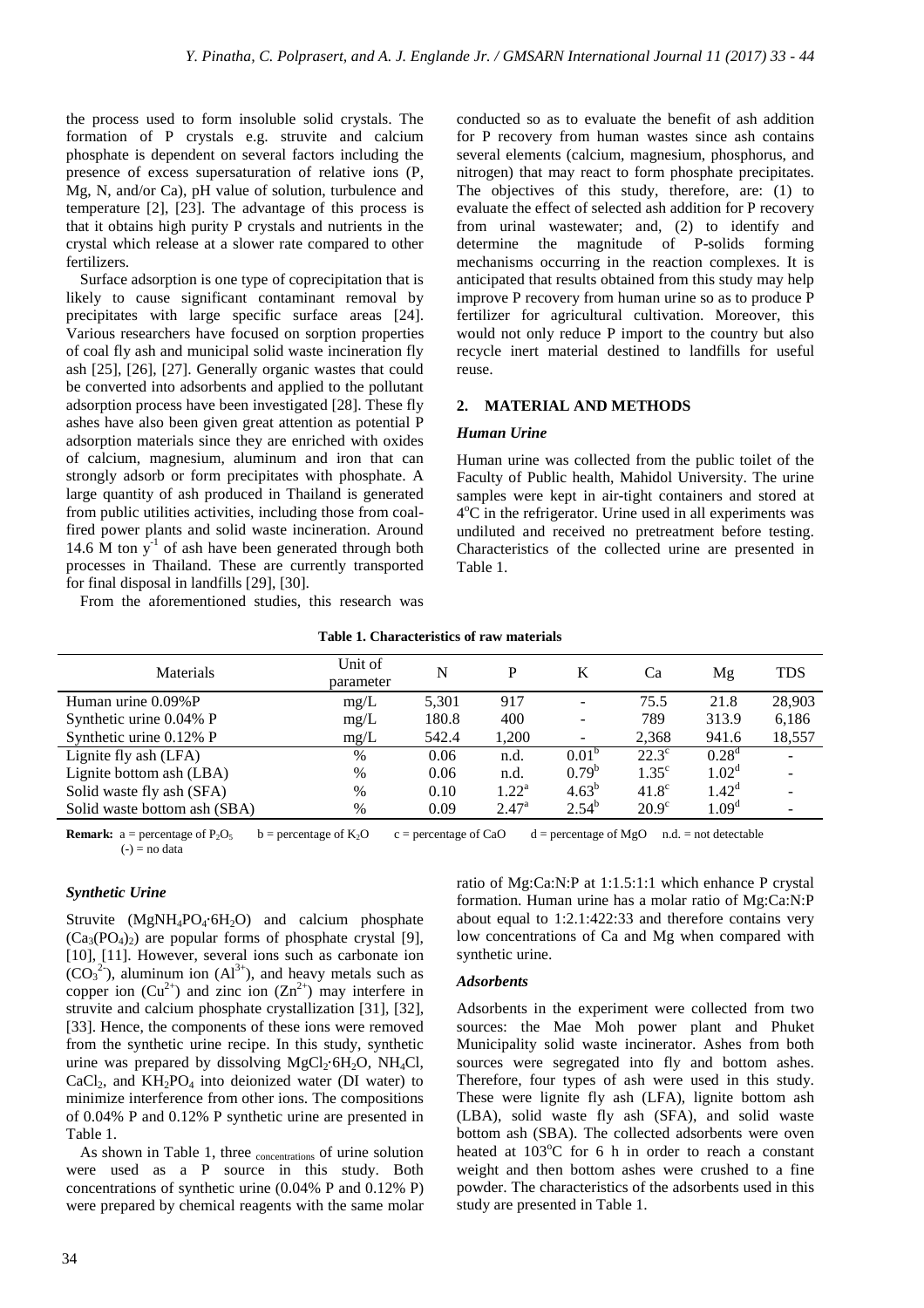the process used to form insoluble solid crystals. The formation of P crystals e.g. struvite and calcium phosphate is dependent on several factors including the presence of excess supersaturation of relative ions (P, Mg, N, and/or Ca), pH value of solution, turbulence and temperature [2], [23]. The advantage of this process is that it obtains high purity P crystals and nutrients in the crystal which release at a slower rate compared to other fertilizers.

Surface adsorption is one type of coprecipitation that is likely to cause significant contaminant removal by precipitates with large specific surface areas [24]. Various researchers have focused on sorption properties of coal fly ash and municipal solid waste incineration fly ash [25], [26], [27]. Generally organic wastes that could be converted into adsorbents and applied to the pollutant adsorption process have been investigated [28]. These fly ashes have also been given great attention as potential P adsorption materials since they are enriched with oxides of calcium, magnesium, aluminum and iron that can strongly adsorb or form precipitates with phosphate. A large quantity of ash produced in Thailand is generated from public utilities activities, including those from coal-fired power plants and solid waste incineration. Around 14.6 M ton $y^{-1}$ of ash have been generated through both processes in Thailand. These are currently transported for final disposal in landfills [29], [30].

From the aforementioned studies, this research was conducted so as to evaluate the benefit of ash addition for P recovery from human wastes since ash contains several elements (calcium, magnesium, phosphorus, and nitrogen) that may react to form phosphate precipitates. The objectives of this study, therefore, are: (1) to evaluate the effect of selected ash addition for P recovery from urinal wastewater; and, (2) to identify and determine the magnitude of P-solids forming mechanisms occurring in the reaction complexes. It is anticipated that results obtained from this study may help improve P recovery from human urine so as to produce P fertilizer for agricultural cultivation. Moreover, this would not only reduce P import to the country but also recycle inert material destined to landfills for useful reuse.

## 2. MATERIAL AND METHODS

### *Human Urine*

Human urine was collected from the public toilet of the Faculty of Public health, Mahidol University. The urine samples were kept in air-tight containers and stored at 4°C in the refrigerator. Urine used in all experiments was undiluted and received no pretreatment before testing. Characteristics of the collected urine are presented in Table 1.

**Table 1. Characteristics of raw materials**

| Materials | Unit of parameter | N | P | K | Ca | Mg | TDS |
|---|---|---|---|---|---|---|---|
| Human urine 0.09%P | mg/L | 5,301 | 917 | - | 75.5 | 21.8 | 28,903 |
| Synthetic urine 0.04% P | mg/L | 180.8 | 400 | - | 789 | 313.9 | 6,186 |
| Synthetic urine 0.12% P | mg/L | 542.4 | 1,200 | - | 2,368 | 941.6 | 18,557 |
| Lignite fly ash (LFA) | % | 0.06 | n.d. | 0.01[b] | 22.3[c] | 0.28[d] | - |
| Lignite bottom ash (LBA) | % | 0.06 | n.d. | 0.79[b] | 1.35[c] | 1.02[d] | - |
| Solid waste fly ash (SFA) | % | 0.10 | 1.22[a] | 4.63[b] | 41.8[c] | 1.42[d] | - |
| Solid waste bottom ash (SBA) | % | 0.09 | 2.47[a] | 2.54[b] | 20.9[c] | 1.09[d] | - |

**Remark:** a = percentage of $P_2O_5$  b = percentage of $K_2O$  c = percentage of CaO  d = percentage of MgO  n.d. = not detectable
(-) = no data

### *Synthetic Urine*

Struvite ($MgNH_4PO_4{\cdot}6H_2O$) and calcium phosphate ($Ca_3(PO_4)_2$) are popular forms of phosphate crystal [9], [10], [11]. However, several ions such as carbonate ion ($CO_3^{2-}$), aluminum ion ($Al^{3+}$), and heavy metals such as copper ion ($Cu^{2+}$) and zinc ion ($Zn^{2+}$) may interfere in struvite and calcium phosphate crystallization [31], [32], [33]. Hence, the components of these ions were removed from the synthetic urine recipe. In this study, synthetic urine was prepared by dissolving $MgCl_2{\cdot}6H_2O$, $NH_4Cl$, $CaCl_2$, and $KH_2PO_4$ into deionized water (DI water) to minimize interference from other ions. The compositions of 0.04% P and 0.12% P synthetic urine are presented in Table 1.

As shown in Table 1, three concentrations of urine solution were used as a P source in this study. Both concentrations of synthetic urine (0.04% P and 0.12% P) were prepared by chemical reagents with the same molar ratio of Mg:Ca:N:P at 1:1.5:1:1 which enhance P crystal formation. Human urine has a molar ratio of Mg:Ca:N:P about equal to 1:2.1:422:33 and therefore contains very low concentrations of Ca and Mg when compared with synthetic urine.

### *Adsorbents*

Adsorbents in the experiment were collected from two sources: the Mae Moh power plant and Phuket Municipality solid waste incinerator. Ashes from both sources were segregated into fly and bottom ashes. Therefore, four types of ash were used in this study. These were lignite fly ash (LFA), lignite bottom ash (LBA), solid waste fly ash (SFA), and solid waste bottom ash (SBA). The collected adsorbents were oven heated at 103°C for 6 h in order to reach a constant weight and then bottom ashes were crushed to a fine powder. The characteristics of the adsorbents used in this study are presented in Table 1.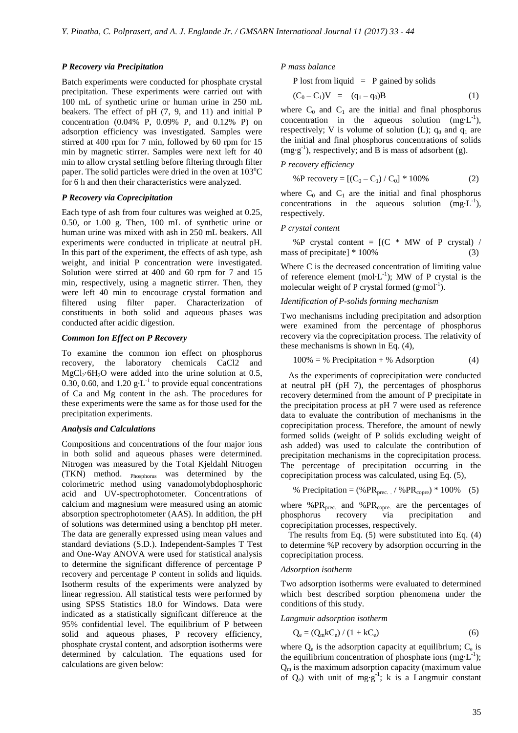### *P Recovery via Precipitation*

Batch experiments were conducted for phosphate crystal precipitation. These experiments were carried out with 100 mL of synthetic urine or human urine in 250 mL beakers. The effect of pH (7, 9, and 11) and initial P concentration (0.04% P, 0.09% P, and 0.12% P) on adsorption efficiency was investigated. Samples were stirred at 400 rpm for 7 min, followed by 60 rpm for 15 min by magnetic stirrer. Samples were next left for 40 min to allow crystal settling before filtering through filter paper. The solid particles were dried in the oven at 103°C for 6 h and then their characteristics were analyzed.

### *P Recovery via Coprecipitation*

Each type of ash from four cultures was weighed at 0.25, 0.50, or 1.00 g. Then, 100 mL of synthetic urine or human urine was mixed with ash in 250 mL beakers. All experiments were conducted in triplicate at neutral pH. In this part of the experiment, the effects of ash type, ash weight, and initial P concentration were investigated. Solution were stirred at 400 and 60 rpm for 7 and 15 min, respectively, using a magnetic stirrer. Then, they were left 40 min to encourage crystal formation and filtered using filter paper. Characterization of constituents in both solid and aqueous phases was conducted after acidic digestion.

### *Common Ion Effect on P Recovery*

To examine the common ion effect on phosphorus recovery, the laboratory chemicals CaCl2 and $MgCl_2{\cdot}6H_2O$ were added into the urine solution at 0.5, 0.30, 0.60, and 1.20 $g{\cdot}L^{-1}$ to provide equal concentrations of Ca and Mg content in the ash. The procedures for these experiments were the same as for those used for the precipitation experiments.

### *Analysis and Calculations*

Compositions and concentrations of the four major ions in both solid and aqueous phases were determined. Nitrogen was measured by the Total Kjeldahl Nitrogen (TKN) method. Phosphorus was determined by the colorimetric method using vanadomolybdophosphoric acid and UV-spectrophotometer. Concentrations of calcium and magnesium were measured using an atomic absorption spectrophotometer (AAS). In addition, the pH of solutions was determined using a benchtop pH meter. The data are generally expressed using mean values and standard deviations (S.D.). Independent-Samples T Test and One-Way ANOVA were used for statistical analysis to determine the significant difference of percentage P recovery and percentage P content in solids and liquids. Isotherm results of the experiments were analyzed by linear regression. All statistical tests were performed by using SPSS Statistics 18.0 for Windows. Data were indicated as a statistically significant difference at the 95% confidential level. The equilibrium of P between solid and aqueous phases, P recovery efficiency, phosphate crystal content, and adsorption isotherms were determined by calculation. The equations used for calculations are given below:

*P mass balance*

P lost from liquid = P gained by solids

$$(C_0 - C_1)V = (q_1 - q_0)B \tag{1}$$

where $C_0$ and $C_1$ are the initial and final phosphorus concentration in the aqueous solution ($mg{\cdot}L^{-1}$), respectively; V is volume of solution (L); $q_0$ and $q_1$ are the initial and final phosphorus concentrations of solids ($mg{\cdot}g^{-1}$), respectively; and B is mass of adsorbent (g).

*P recovery efficiency*

$$\%P \text{ recovery} = [(C_0 - C_1) / C_0] * 100\% \tag{2}$$

where $C_0$ and $C_1$ are the initial and final phosphorus concentrations in the aqueous solution ($mg{\cdot}L^{-1}$), respectively.

*P crystal content*

$$\%P \text{ crystal content} = [(C * \text{MW of P crystal}) / \text{mass of precipitate}] * 100\% \tag{3}$$

Where C is the decreased concentration of limiting value of reference element ($mol{\cdot}L^{-1}$); MW of P crystal is the molecular weight of P crystal formed ($g{\cdot}mol^{-1}$).

*Identification of P-solids forming mechanism*

Two mechanisms including precipitation and adsorption were examined from the percentage of phosphorus recovery via the coprecipitation process. The relativity of these mechanisms is shown in Eq. (4),

$$100\% = \% \text{ Precipitation} + \% \text{ Adsorption} \tag{4}$$

As the experiments of coprecipitation were conducted at neutral pH (pH 7), the percentages of phosphorus recovery determined from the amount of P precipitate in the precipitation process at pH 7 were used as reference data to evaluate the contribution of mechanisms in the coprecipitation process. Therefore, the amount of newly formed solids (weight of P solids excluding weight of ash added) was used to calculate the contribution of precipitation mechanisms in the coprecipitation process. The percentage of precipitation occurring in the coprecipitation process was calculated, using Eq. (5),

$$\% \text{ Precipitation} = (\%PR_{prec.} / \%PR_{copre}) * 100\% \tag{5}$$

where $\%PR_{prec.}$ and $\%PR_{copre.}$ are the percentages of phosphorus recovery via precipitation and coprecipitation processes, respectively.

The results from Eq. (5) were substituted into Eq. (4) to determine %P recovery by adsorption occurring in the coprecipitation process.

*Adsorption isotherm*

Two adsorption isotherms were evaluated to determined which best described sorption phenomena under the conditions of this study.

*Langmuir adsorption isotherm*

$$Q_e = (Q_m k C_e) / (1 + k C_e) \tag{6}$$

where $Q_e$ is the adsorption capacity at equilibrium; $C_e$ is the equilibrium concentration of phosphate ions ($mg{\cdot}L^{-1}$); $Q_m$ is the maximum adsorption capacity (maximum value of $Q_e$) with unit of $mg{\cdot}g^{-1}$; k is a Langmuir constant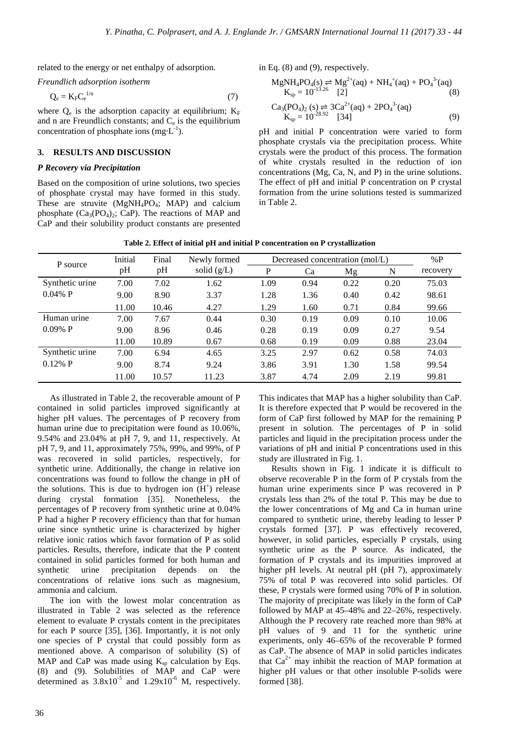related to the energy or net enthalpy of adsorption.

*Freundlich adsorption isotherm*

$$Q_e = K_F C_e^{1/n} \tag{7}$$

where $Q_e$ is the adsorption capacity at equilibrium; $K_F$ and n are Freundlich constants; and $C_e$ is the equilibrium concentration of phosphate ions ($mg \cdot L^{-1}$).

## 3. RESULTS AND DISCUSSION

### *P Recovery via Precipitation*

Based on the composition of urine solutions, two species of phosphate crystal may have formed in this study. These are struvite ($MgNH_4PO_4$; MAP) and calcium phosphate ($Ca_3(PO_4)_2$; CaP). The reactions of MAP and CaP and their solubility product constants are presented in Eq. (8) and (9), respectively.

$$MgNH_4PO_4(s) \rightleftharpoons Mg^{2+}(aq) + NH_4^{+}(aq) + PO_4^{3-}(aq) \quad K_{sp} = 10^{-13.26} \ [2] \tag{8}$$

$$Ca_3(PO_4)_2\,(s) \rightleftharpoons 3Ca^{2+}(aq) + 2PO_4^{3-}(aq) \quad K_{sp} = 10^{-28.92} \ [34] \tag{9}$$

pH and initial P concentration were varied to form phosphate crystals via the precipitation process. White crystals were the product of this process. The formation of white crystals resulted in the reduction of ion concentrations (Mg, Ca, N, and P) in the urine solutions. The effect of pH and initial P concentration on P crystal formation from the urine solutions tested is summarized in Table 2.

**Table 2. Effect of initial pH and initial P concentration on P crystallization**

| P source | Initial pH | Final pH | Newly formed solid (g/L) | Decreased concentration (mol/L) | | | | %P recovery |
|---|---|---|---|---|---|---|---|---|
| | | | | P | Ca | Mg | N | |
| Synthetic urine 0.04% P | 7.00 | 7.02 | 1.62 | 1.09 | 0.94 | 0.22 | 0.20 | 75.03 |
| | 9.00 | 8.90 | 3.37 | 1.28 | 1.36 | 0.40 | 0.42 | 98.61 |
| | 11.00 | 10.46 | 4.27 | 1.29 | 1.60 | 0.71 | 0.84 | 99.66 |
| Human urine 0.09% P | 7.00 | 7.67 | 0.44 | 0.30 | 0.19 | 0.09 | 0.10 | 10.06 |
| | 9.00 | 8.96 | 0.46 | 0.28 | 0.19 | 0.09 | 0.27 | 9.54 |
| | 11.00 | 10.89 | 0.67 | 0.68 | 0.19 | 0.09 | 0.88 | 23.04 |
| Synthetic urine 0.12% P | 7.00 | 6.94 | 4.65 | 3.25 | 2.97 | 0.62 | 0.58 | 74.03 |
| | 9.00 | 8.74 | 9.24 | 3.86 | 3.91 | 1.30 | 1.58 | 99.54 |
| | 11.00 | 10.57 | 11.23 | 3.87 | 4.74 | 2.09 | 2.19 | 99.81 |

As illustrated in Table 2, the recoverable amount of P contained in solid particles improved significantly at higher pH values. The percentages of P recovery from human urine due to precipitation were found as 10.06%, 9.54% and 23.04% at pH 7, 9, and 11, respectively. At pH 7, 9, and 11, approximately 75%, 99%, and 99%, of P was recovered in solid particles, respectively, for synthetic urine. Additionally, the change in relative ion concentrations was found to follow the change in pH of the solutions. This is due to hydrogen ion ($H^+$) release during crystal formation [35]. Nonetheless, the percentages of P recovery from synthetic urine at 0.04% P had a higher P recovery efficiency than that for human urine since synthetic urine is characterized by higher relative ionic ratios which favor formation of P as solid particles. Results, therefore, indicate that the P content contained in solid particles formed for both human and synthetic urine precipitation depends on the concentrations of relative ions such as magnesium, ammonia and calcium.

The ion with the lowest molar concentration as illustrated in Table 2 was selected as the reference element to evaluate P crystals content in the precipitates for each P source [35], [36]. Importantly, it is not only one species of P crystal that could possibly form as mentioned above. A comparison of solubility (S) of MAP and CaP was made using $K_{sp}$ calculation by Eqs. (8) and (9). Solubilities of MAP and CaP were determined as $3.8 \times 10^{-5}$ and $1.29 \times 10^{-6}$ M, respectively. This indicates that MAP has a higher solubility than CaP. It is therefore expected that P would be recovered in the form of CaP first followed by MAP for the remaining P present in solution. The percentages of P in solid particles and liquid in the precipitation process under the variations of pH and initial P concentrations used in this study are illustrated in Fig. 1.

Results shown in Fig. 1 indicate it is difficult to observe recoverable P in the form of P crystals from the human urine experiments since P was recovered in P crystals less than 2% of the total P. This may be due to the lower concentrations of Mg and Ca in human urine compared to synthetic urine, thereby leading to lesser P crystals formed [37]. P was effectively recovered, however, in solid particles, especially P crystals, using synthetic urine as the P source. As indicated, the formation of P crystals and its impurities improved at higher pH levels. At neutral pH (pH 7), approximately 75% of total P was recovered into solid particles. Of these, P crystals were formed using 70% of P in solution. The majority of precipitate was likely in the form of CaP followed by MAP at 45–48% and 22–26%, respectively. Although the P recovery rate reached more than 98% at pH values of 9 and 11 for the synthetic urine experiments, only 46–65% of the recoverable P formed as CaP. The absence of MAP in solid particles indicates that $Ca^{2+}$ may inhibit the reaction of MAP formation at higher pH values or that other insoluble P-solids were formed [38].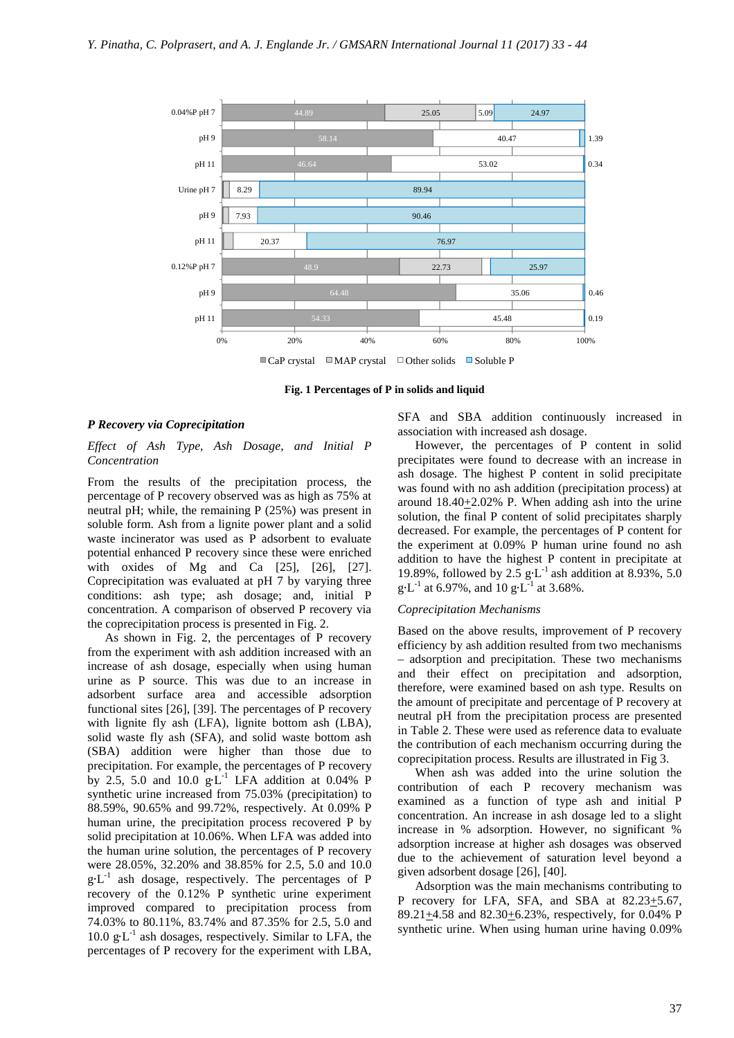Fig. 1 Percentages of P in solids and liquid

### P Recovery via Coprecipitation

*Effect of Ash Type, Ash Dosage, and Initial P Concentration*

From the results of the precipitation process, the percentage of P recovery observed was as high as 75% at neutral pH; while, the remaining P (25%) was present in soluble form. Ash from a lignite power plant and a solid waste incinerator was used as P adsorbent to evaluate potential enhanced P recovery since these were enriched with oxides of Mg and Ca [25], [26], [27]. Coprecipitation was evaluated at pH 7 by varying three conditions: ash type; ash dosage; and, initial P concentration. A comparison of observed P recovery via the coprecipitation process is presented in Fig. 2.

As shown in Fig. 2, the percentages of P recovery from the experiment with ash addition increased with an increase of ash dosage, especially when using human urine as P source. This was due to an increase in adsorbent surface area and accessible adsorption functional sites [26], [39]. The percentages of P recovery with lignite fly ash (LFA), lignite bottom ash (LBA), solid waste fly ash (SFA), and solid waste bottom ash (SBA) addition were higher than those due to precipitation. For example, the percentages of P recovery by 2.5, 5.0 and 10.0 $g{\cdot}L^{-1}$ LFA addition at 0.04% P synthetic urine increased from 75.03% (precipitation) to 88.59%, 90.65% and 99.72%, respectively. At 0.09% P human urine, the precipitation process recovered P by solid precipitation at 10.06%. When LFA was added into the human urine solution, the percentages of P recovery were 28.05%, 32.20% and 38.85% for 2.5, 5.0 and 10.0 $g{\cdot}L^{-1}$ ash dosage, respectively. The percentages of P recovery of the 0.12% P synthetic urine experiment improved compared to precipitation process from 74.03% to 80.11%, 83.74% and 87.35% for 2.5, 5.0 and 10.0 $g{\cdot}L^{-1}$ ash dosages, respectively. Similar to LFA, the percentages of P recovery for the experiment with LBA, SFA and SBA addition continuously increased in association with increased ash dosage.

However, the percentages of P content in solid precipitates were found to decrease with an increase in ash dosage. The highest P content in solid precipitate was found with no ash addition (precipitation process) at around 18.40$\pm$2.02% P. When adding ash into the urine solution, the final P content of solid precipitates sharply decreased. For example, the percentages of P content for the experiment at 0.09% P human urine found no ash addition to have the highest P content in precipitate at 19.89%, followed by 2.5 $g{\cdot}L^{-1}$ ash addition at 8.93%, 5.0 $g{\cdot}L^{-1}$ at 6.97%, and 10 $g{\cdot}L^{-1}$ at 3.68%.

*Coprecipitation Mechanisms*

Based on the above results, improvement of P recovery efficiency by ash addition resulted from two mechanisms – adsorption and precipitation. These two mechanisms and their effect on precipitation and adsorption, therefore, were examined based on ash type. Results on the amount of precipitate and percentage of P recovery at neutral pH from the precipitation process are presented in Table 2. These were used as reference data to evaluate the contribution of each mechanism occurring during the coprecipitation process. Results are illustrated in Fig 3.

When ash was added into the urine solution the contribution of each P recovery mechanism was examined as a function of type and initial P concentration. An increase in ash dosage led to a slight increase in % adsorption. However, no significant % adsorption increase at higher ash dosages was observed due to the achievement of saturation level beyond a given adsorbent dosage [26], [40].

Adsorption was the main mechanisms contributing to P recovery for LFA, SFA, and SBA at 82.23$\pm$5.67, 89.21$\pm$4.58 and 82.30$\pm$6.23%, respectively, for 0.04% P synthetic urine. When using human urine having 0.09%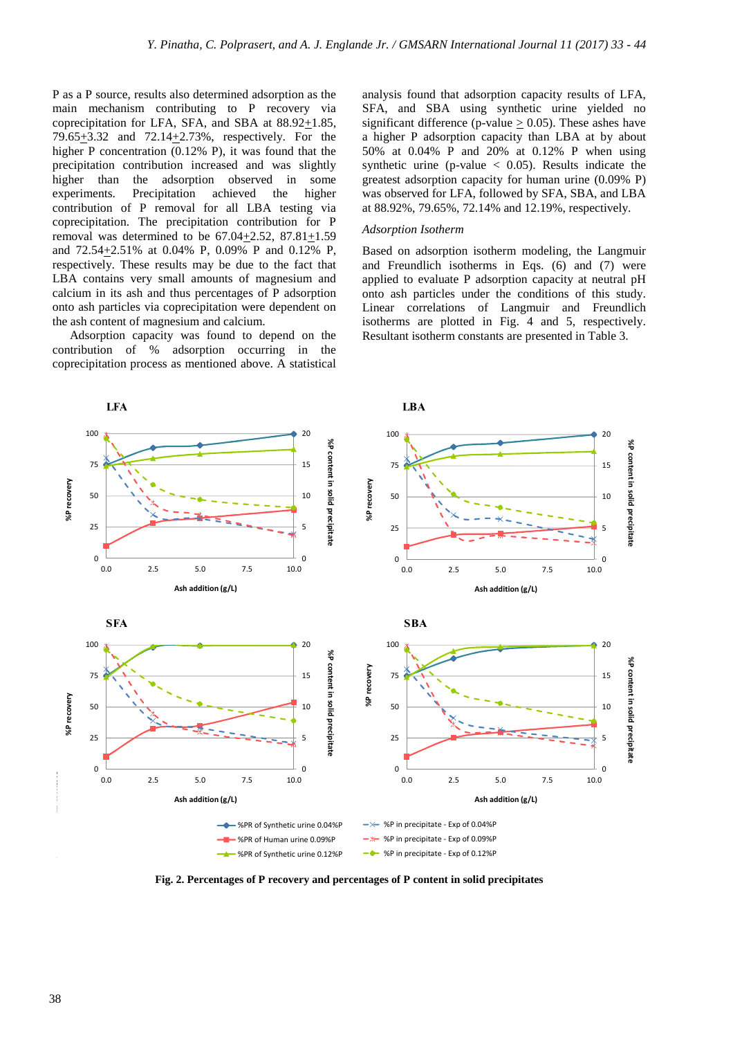P as a P source, results also determined adsorption as the main mechanism contributing to P recovery via coprecipitation for LFA, SFA, and SBA at 88.92±1.85, 79.65±3.32 and 72.14±2.73%, respectively. For the higher P concentration (0.12% P), it was found that the precipitation contribution increased and was slightly higher than the adsorption observed in some experiments. Precipitation achieved the higher contribution of P removal for all LBA testing via coprecipitation. The precipitation contribution for P removal was determined to be 67.04±2.52, 87.81±1.59 and 72.54±2.51% at 0.04% P, 0.09% P and 0.12% P, respectively. These results may be due to the fact that LBA contains very small amounts of magnesium and calcium in its ash and thus percentages of P adsorption onto ash particles via coprecipitation were dependent on the ash content of magnesium and calcium.

Adsorption capacity was found to depend on the contribution of % adsorption occurring in the coprecipitation process as mentioned above. A statistical analysis found that adsorption capacity results of LFA, SFA, and SBA using synthetic urine yielded no significant difference (p-value ≥ 0.05). These ashes have a higher P adsorption capacity than LBA at by about 50% at 0.04% P and 20% at 0.12% P when using synthetic urine (p-value < 0.05). Results indicate the greatest adsorption capacity for human urine (0.09% P) was observed for LFA, followed by SFA, SBA, and LBA at 88.92%, 79.65%, 72.14% and 12.19%, respectively.

*Adsorption Isotherm*

Based on adsorption isotherm modeling, the Langmuir and Freundlich isotherms in Eqs. (6) and (7) were applied to evaluate P adsorption capacity at neutral pH onto ash particles under the conditions of this study. Linear correlations of Langmuir and Freundlich isotherms are plotted in Fig. 4 and 5, respectively. Resultant isotherm constants are presented in Table 3.

**Fig. 2. Percentages of P recovery and percentages of P content in solid precipitates**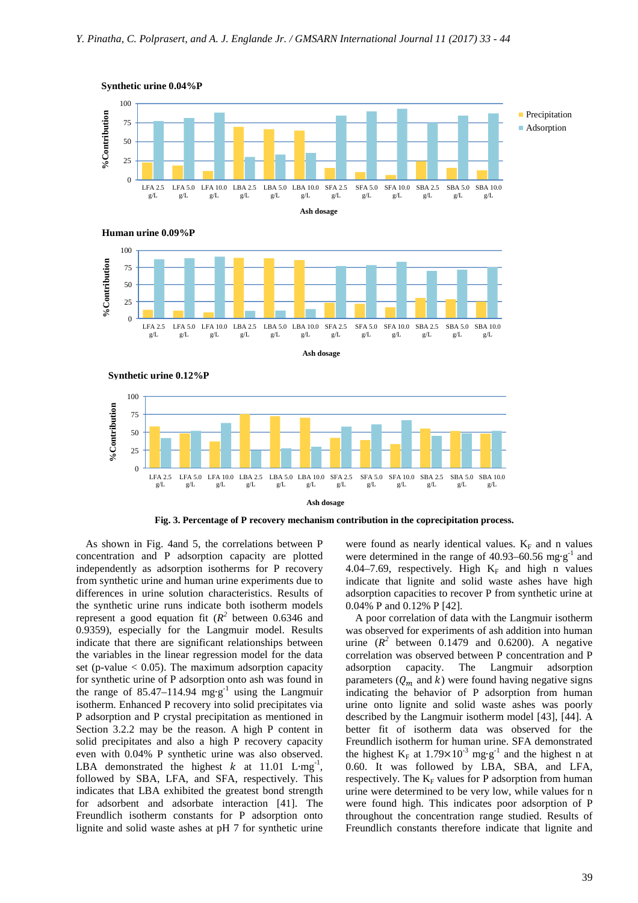Fig. 3. Percentage of P recovery mechanism contribution in the coprecipitation process.

As shown in Fig. 4and 5, the correlations between P concentration and P adsorption capacity are plotted independently as adsorption isotherms for P recovery from synthetic urine and human urine experiments due to differences in urine solution characteristics. Results of the synthetic urine runs indicate both isotherm models represent a good equation fit ($R^2$ between 0.6346 and 0.9359), especially for the Langmuir model. Results indicate that there are significant relationships between the variables in the linear regression model for the data set (p-value < 0.05). The maximum adsorption capacity for synthetic urine of P adsorption onto ash was found in the range of 85.47–114.94 $mg \cdot g^{-1}$ using the Langmuir isotherm. Enhanced P recovery into solid precipitates via P adsorption and P crystal precipitation as mentioned in Section 3.2.2 may be the reason. A high P content in solid precipitates and also a high P recovery capacity even with 0.04% P synthetic urine was also observed. LBA demonstrated the highest $k$ at 11.01 $L \cdot mg^{-1}$, followed by SBA, LFA, and SFA, respectively. This indicates that LBA exhibited the greatest bond strength for adsorbent and adsorbate interaction [41]. The Freundlich isotherm constants for P adsorption onto lignite and solid waste ashes at pH 7 for synthetic urine were found as nearly identical values. $K_F$ and n values were determined in the range of 40.93–60.56 $mg \cdot g^{-1}$ and 4.04–7.69, respectively. High $K_F$ and high n values indicate that lignite and solid waste ashes have high adsorption capacities to recover P from synthetic urine at 0.04% P and 0.12% P [42].

A poor correlation of data with the Langmuir isotherm was observed for experiments of ash addition into human urine ($R^2$ between 0.1479 and 0.6200). A negative correlation was observed between P concentration and P adsorption capacity. The Langmuir adsorption parameters ($Q_m$ and $k$) were found having negative signs indicating the behavior of P adsorption from human urine onto lignite and solid waste ashes was poorly described by the Langmuir isotherm model [43], [44]. A better fit of isotherm data was observed for the Freundlich isotherm for human urine. SFA demonstrated the highest $K_F$ at $1.79 \times 10^{-3}$ $mg \cdot g^{-1}$ and the highest n at 0.60. It was followed by LBA, SBA, and LFA, respectively. The $K_F$ values for P adsorption from human urine were determined to be very low, while values for n were found high. This indicates poor adsorption of P throughout the concentration range studied. Results of Freundlich constants therefore indicate that lignite and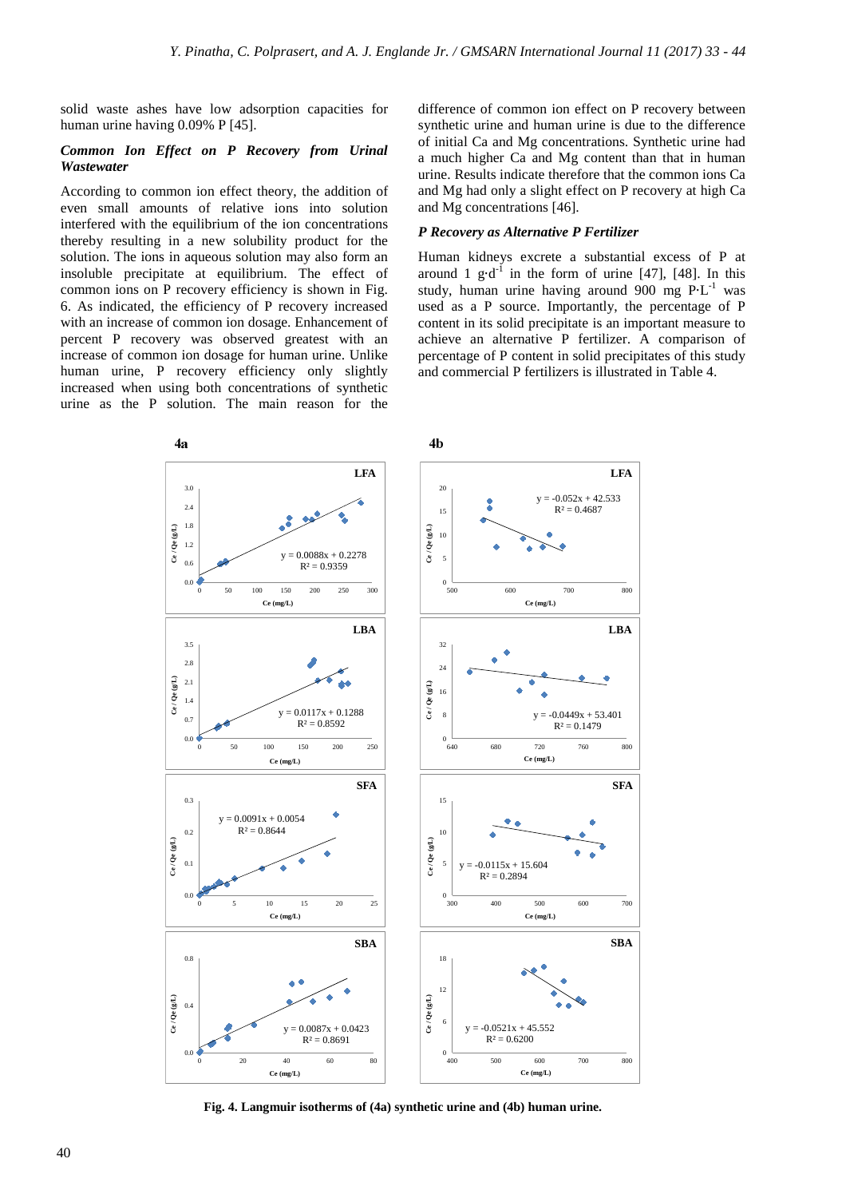solid waste ashes have low adsorption capacities for human urine having 0.09% P [45].

### *Common Ion Effect on P Recovery from Urinal Wastewater*

According to common ion effect theory, the addition of even small amounts of relative ions into solution interfered with the equilibrium of the ion concentrations thereby resulting in a new solubility product for the solution. The ions in aqueous solution may also form an insoluble precipitate at equilibrium. The effect of common ions on P recovery efficiency is shown in Fig. 6. As indicated, the efficiency of P recovery increased with an increase of common ion dosage. Enhancement of percent P recovery was observed greatest with an increase of common ion dosage for human urine. Unlike human urine, P recovery efficiency only slightly increased when using both concentrations of synthetic urine as the P solution. The main reason for the difference of common ion effect on P recovery between synthetic urine and human urine is due to the difference of initial Ca and Mg concentrations. Synthetic urine had a much higher Ca and Mg content than that in human urine. Results indicate therefore that the common ions Ca and Mg had only a slight effect on P recovery at high Ca and Mg concentrations [46].

### *P Recovery as Alternative P Fertilizer*

Human kidneys excrete a substantial excess of P at around 1 $g \cdot d^{-1}$ in the form of urine [47], [48]. In this study, human urine having around 900 mg $P \cdot L^{-1}$ was used as a P source. Importantly, the percentage of P content in its solid precipitate is an important measure to achieve an alternative P fertilizer. A comparison of percentage of P content in solid precipitates of this study and commercial P fertilizers is illustrated in Table 4.

**Fig. 4. Langmuir isotherms of (4a) synthetic urine and (4b) human urine.**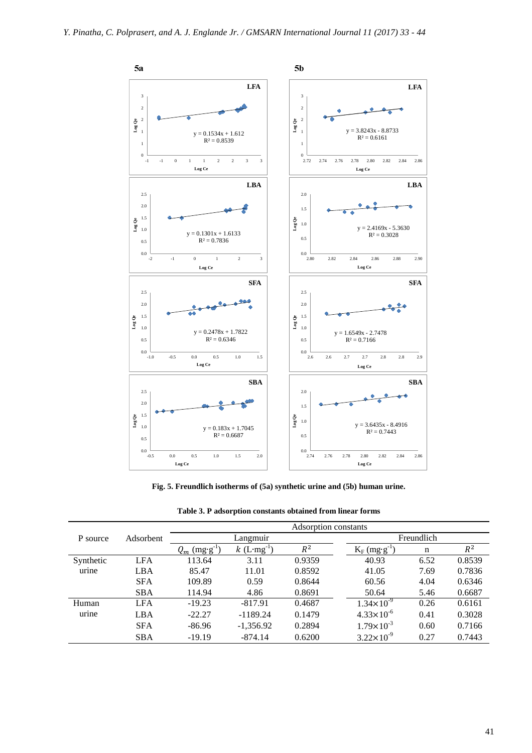Fig. 5. Freundlich isotherms of (5a) synthetic urine and (5b) human urine.

**Table 3. P adsorption constants obtained from linear forms**

| P source | Adsorbent | Adsorption constants | | | | | |
|---|---|---|---|---|---|---|---|
| | | Langmuir | | | Freundlich | | |
| | | $Q_m$ (mg·g$^{-1}$) | $k$ (L·mg$^{-1}$) | $R^2$ | $K_F$ (mg·g$^{-1}$) | n | $R^2$ |
| Synthetic urine | LFA | 113.64 | 3.11 | 0.9359 | 40.93 | 6.52 | 0.8539 |
| | LBA | 85.47 | 11.01 | 0.8592 | 41.05 | 7.69 | 0.7836 |
| | SFA | 109.89 | 0.59 | 0.8644 | 60.56 | 4.04 | 0.6346 |
| | SBA | 114.94 | 4.86 | 0.8691 | 50.64 | 5.46 | 0.6687 |
| Human urine | LFA | -19.23 | -817.91 | 0.4687 | $1.34\times10^{-9}$ | 0.26 | 0.6161 |
| | LBA | -22.27 | -1189.24 | 0.1479 | $4.33\times10^{-6}$ | 0.41 | 0.3028 |
| | SFA | -86.96 | -1,356.92 | 0.2894 | $1.79\times10^{-3}$ | 0.60 | 0.7166 |
| | SBA | -19.19 | -874.14 | 0.6200 | $3.22\times10^{-9}$ | 0.27 | 0.7443 |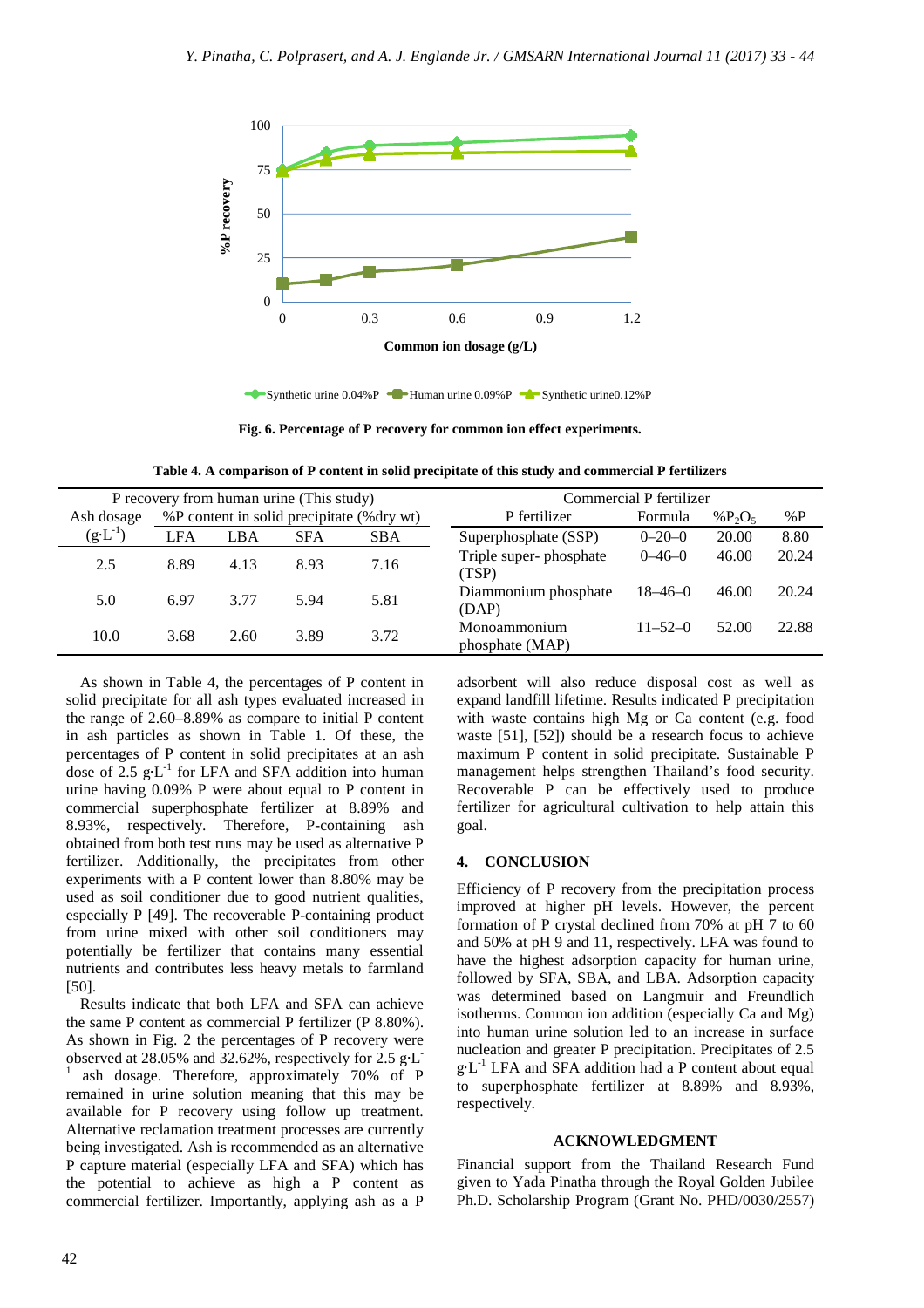Fig. 6. Percentage of P recovery for common ion effect experiments.

**Table 4. A comparison of P content in solid precipitate of this study and commercial P fertilizers**

| P recovery from human urine (This study) | | | | | Commercial P fertilizer | | | |
|---|---|---|---|---|---|---|---|---|
| Ash dosage ($g \cdot L^{-1}$) | %P content in solid precipitate (%dry wt) | | | | P fertilizer | Formula | $\%P_2O_5$ | %P |
| | LFA | LBA | SFA | SBA | | | | |
| 2.5 | 8.89 | 4.13 | 8.93 | 7.16 | Superphosphate (SSP) | 0–20–0 | 20.00 | 8.80 |
| | | | | | Triple super- phosphate (TSP) | 0–46–0 | 46.00 | 20.24 |
| 5.0 | 6.97 | 3.77 | 5.94 | 5.81 | Diammonium phosphate (DAP) | 18–46–0 | 46.00 | 20.24 |
| 10.0 | 3.68 | 2.60 | 3.89 | 3.72 | Monoammonium phosphate (MAP) | 11–52–0 | 52.00 | 22.88 |

As shown in Table 4, the percentages of P content in solid precipitate for all ash types evaluated increased in the range of 2.60–8.89% as compare to initial P content in ash particles as shown in Table 1. Of these, the percentages of P content in solid precipitates at an ash dose of 2.5 $g \cdot L^{-1}$ for LFA and SFA addition into human urine having 0.09% P were about equal to P content in commercial superphosphate fertilizer at 8.89% and 8.93%, respectively. Therefore, P-containing ash obtained from both test runs may be used as alternative P fertilizer. Additionally, the precipitates from other experiments with a P content lower than 8.80% may be used as soil conditioner due to good nutrient qualities, especially P [49]. The recoverable P-containing product from urine mixed with other soil conditioners may potentially be fertilizer that contains many essential nutrients and contributes less heavy metals to farmland [50].

Results indicate that both LFA and SFA can achieve the same P content as commercial P fertilizer (P 8.80%). As shown in Fig. 2 the percentages of P recovery were observed at 28.05% and 32.62%, respectively for 2.5 $g \cdot L^{-1}$ ash dosage. Therefore, approximately 70% of P remained in urine solution meaning that this may be available for P recovery using follow up treatment. Alternative reclamation treatment processes are currently being investigated. Ash is recommended as an alternative P capture material (especially LFA and SFA) which has the potential to achieve as high a P content as commercial fertilizer. Importantly, applying ash as a P adsorbent will also reduce disposal cost as well as expand landfill lifetime. Results indicated P precipitation with waste contains high Mg or Ca content (e.g. food waste [51], [52]) should be a research focus to achieve maximum P content in solid precipitate. Sustainable P management helps strengthen Thailand's food security. Recoverable P can be effectively used to produce fertilizer for agricultural cultivation to help attain this goal.

## 4. CONCLUSION

Efficiency of P recovery from the precipitation process improved at higher pH levels. However, the percent formation of P crystal declined from 70% at pH 7 to 60 and 50% at pH 9 and 11, respectively. LFA was found to have the highest adsorption capacity for human urine, followed by SFA, SBA, and LBA. Adsorption capacity was determined based on Langmuir and Freundlich isotherms. Common ion addition (especially Ca and Mg) into human urine solution led to an increase in surface nucleation and greater P precipitation. Precipitates of 2.5 $g \cdot L^{-1}$ LFA and SFA addition had a P content about equal to superphosphate fertilizer at 8.89% and 8.93%, respectively.

## ACKNOWLEDGMENT

Financial support from the Thailand Research Fund given to Yada Pinatha through the Royal Golden Jubilee Ph.D. Scholarship Program (Grant No. PHD/0030/2557)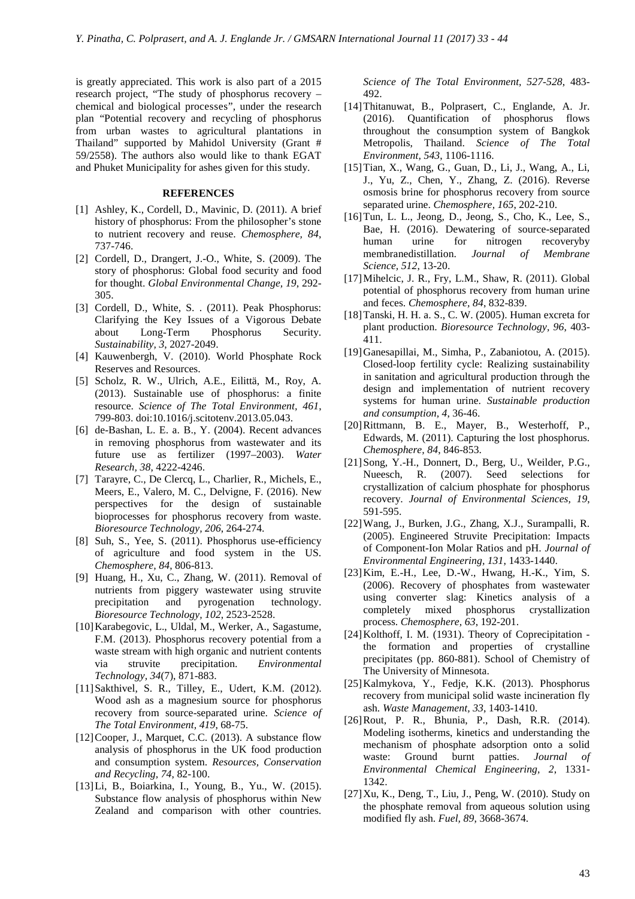is greatly appreciated. This work is also part of a 2015 research project, "The study of phosphorus recovery – chemical and biological processes", under the research plan "Potential recovery and recycling of phosphorus from urban wastes to agricultural plantations in Thailand" supported by Mahidol University (Grant # 59/2558). The authors also would like to thank EGAT and Phuket Municipality for ashes given for this study.

## REFERENCES

[1] Ashley, K., Cordell, D., Mavinic, D. (2011). A brief history of phosphorus: From the philosopher's stone to nutrient recovery and reuse. *Chemosphere, 84*, 737-746.

[2] Cordell, D., Drangert, J.-O., White, S. (2009). The story of phosphorus: Global food security and food for thought. *Global Environmental Change, 19*, 292-305.

[3] Cordell, D., White, S. . (2011). Peak Phosphorus: Clarifying the Key Issues of a Vigorous Debate about Long-Term Phosphorus Security. *Sustainability, 3*, 2027-2049.

[4] Kauwenbergh, V. (2010). World Phosphate Rock Reserves and Resources.

[5] Scholz, R. W., Ulrich, A.E., Eilittä, M., Roy, A. (2013). Sustainable use of phosphorus: a finite resource. *Science of The Total Environment, 461*, 799-803. doi:10.1016/j.scitotenv.2013.05.043.

[6] de-Bashan, L. E. a. B., Y. (2004). Recent advances in removing phosphorus from wastewater and its future use as fertilizer (1997–2003). *Water Research, 38*, 4222-4246.

[7] Tarayre, C., De Clercq, L., Charlier, R., Michels, E., Meers, E., Valero, M. C., Delvigne, F. (2016). New perspectives for the design of sustainable bioprocesses for phosphorus recovery from waste. *Bioresource Technology, 206*, 264-274.

[8] Suh, S., Yee, S. (2011). Phosphorus use-efficiency of agriculture and food system in the US. *Chemosphere, 84*, 806-813.

[9] Huang, H., Xu, C., Zhang, W. (2011). Removal of nutrients from piggery wastewater using struvite precipitation and pyrogenation technology. *Bioresource Technology, 102*, 2523-2528.

[10] Karabegovic, L., Uldal, M., Werker, A., Sagastume, F.M. (2013). Phosphorus recovery potential from a waste stream with high organic and nutrient contents via struvite precipitation. *Environmental Technology, 34*(7), 871-883.

[11] Sakthivel, S. R., Tilley, E., Udert, K.M. (2012). Wood ash as a magnesium source for phosphorus recovery from source-separated urine. *Science of The Total Environment, 419*, 68-75.

[12] Cooper, J., Marquet, C.C. (2013). A substance flow analysis of phosphorus in the UK food production and consumption system. *Resources, Conservation and Recycling, 74*, 82-100.

[13] Li, B., Boiarkina, I., Young, B., Yu., W. (2015). Substance flow analysis of phosphorus within New Zealand and comparison with other countries. *Science of The Total Environment, 527-528*, 483-492.

[14] Thitanuwat, B., Polprasert, C., Englande, A. Jr. (2016). Quantification of phosphorus flows throughout the consumption system of Bangkok Metropolis, Thailand. *Science of The Total Environment, 543*, 1106-1116.

[15] Tian, X., Wang, G., Guan, D., Li, J., Wang, A., Li, J., Yu, Z., Chen, Y., Zhang, Z. (2016). Reverse osmosis brine for phosphorus recovery from source separated urine. *Chemosphere, 165*, 202-210.

[16] Tun, L. L., Jeong, D., Jeong, S., Cho, K., Lee, S., Bae, H. (2016). Dewatering of source-separated human urine for nitrogen recoveryby membranedistillation. *Journal of Membrane Science, 512*, 13-20.

[17] Mihelcic, J. R., Fry, L.M., Shaw, R. (2011). Global potential of phosphorus recovery from human urine and feces. *Chemosphere, 84*, 832-839.

[18] Tanski, H. H. a. S., C. W. (2005). Human excreta for plant production. *Bioresource Technology, 96*, 403-411.

[19] Ganesapillai, M., Simha, P., Zabaniotou, A. (2015). Closed-loop fertility cycle: Realizing sustainability in sanitation and agricultural production through the design and implementation of nutrient recovery systems for human urine. *Sustainable production and consumption, 4*, 36-46.

[20] Rittmann, B. E., Mayer, B., Westerhoff, P., Edwards, M. (2011). Capturing the lost phosphorus. *Chemosphere, 84*, 846-853.

[21] Song, Y.-H., Donnert, D., Berg, U., Weilder, P.G., Nueesch, R. (2007). Seed selections for crystallization of calcium phosphate for phosphorus recovery. *Journal of Environmental Sciences, 19*, 591-595.

[22] Wang, J., Burken, J.G., Zhang, X.J., Surampalli, R. (2005). Engineered Struvite Precipitation: Impacts of Component-Ion Molar Ratios and pH. *Journal of Environmental Engineering, 131*, 1433-1440.

[23] Kim, E.-H., Lee, D.-W., Hwang, H.-K., Yim, S. (2006). Recovery of phosphates from wastewater using converter slag: Kinetics analysis of a completely mixed phosphorus crystallization process. *Chemosphere, 63*, 192-201.

[24] Kolthoff, I. M. (1931). Theory of Coprecipitation - the formation and properties of crystalline precipitates (pp. 860-881). School of Chemistry of The University of Minnesota.

[25] Kalmykova, Y., Fedje, K.K. (2013). Phosphorus recovery from municipal solid waste incineration fly ash. *Waste Management, 33*, 1403-1410.

[26] Rout, P. R., Bhunia, P., Dash, R.R. (2014). Modeling isotherms, kinetics and understanding the mechanism of phosphate adsorption onto a solid waste: Ground burnt patties. *Journal of Environmental Chemical Engineering, 2*, 1331-1342.

[27] Xu, K., Deng, T., Liu, J., Peng, W. (2010). Study on the phosphate removal from aqueous solution using modified fly ash. *Fuel, 89*, 3668-3674.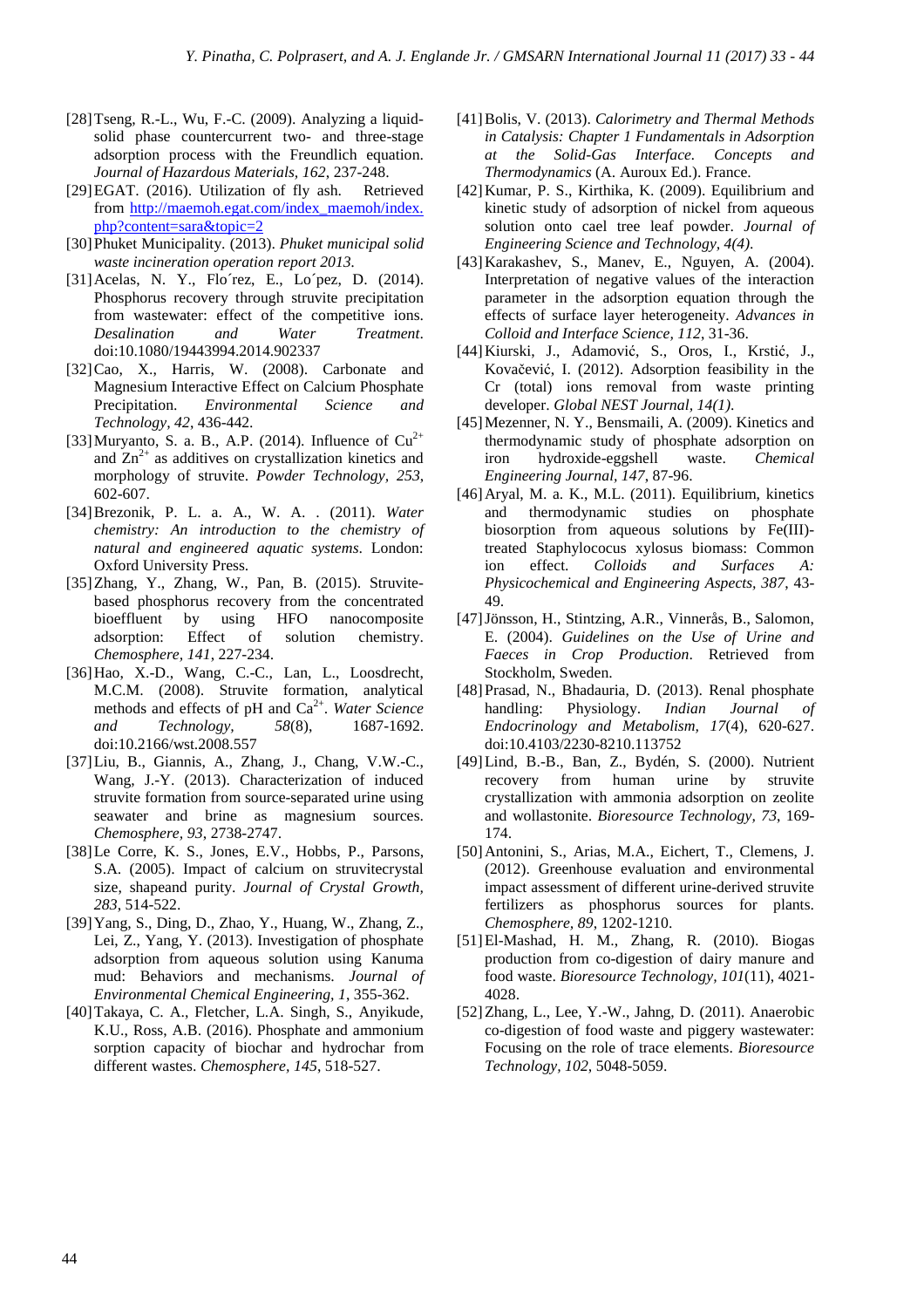[28] Tseng, R.-L., Wu, F.-C. (2009). Analyzing a liquid-solid phase countercurrent two- and three-stage adsorption process with the Freundlich equation. *Journal of Hazardous Materials, 162*, 237-248.

[29] EGAT. (2016). Utilization of fly ash. Retrieved from http://maemoh.egat.com/index_maemoh/index.php?content=sara&topic=2

[30] Phuket Municipality. (2013). *Phuket municipal solid waste incineration operation report 2013.*

[31] Acelas, N. Y., Flo´rez, E., Lo´pez, D. (2014). Phosphorus recovery through struvite precipitation from wastewater: effect of the competitive ions. *Desalination and Water Treatment*. doi:10.1080/19443994.2014.902337

[32] Cao, X., Harris, W. (2008). Carbonate and Magnesium Interactive Effect on Calcium Phosphate Precipitation. *Environmental Science and Technology, 42*, 436-442.

[33] Muryanto, S. a. B., A.P. (2014). Influence of $Cu^{2+}$ and $Zn^{2+}$ as additives on crystallization kinetics and morphology of struvite. *Powder Technology, 253*, 602-607.

[34] Brezonik, P. L. a. A., W. A. . (2011). *Water chemistry: An introduction to the chemistry of natural and engineered aquatic systems*. London: Oxford University Press.

[35] Zhang, Y., Zhang, W., Pan, B. (2015). Struvite-based phosphorus recovery from the concentrated bioeffluent by using HFO nanocomposite adsorption: Effect of solution chemistry. *Chemosphere, 141*, 227-234.

[36] Hao, X.-D., Wang, C.-C., Lan, L., Loosdrecht, M.C.M. (2008). Struvite formation, analytical methods and effects of pH and $Ca^{2+}$. *Water Science and Technology, 58*(8), 1687-1692. doi:10.2166/wst.2008.557

[37] Liu, B., Giannis, A., Zhang, J., Chang, V.W.-C., Wang, J.-Y. (2013). Characterization of induced struvite formation from source-separated urine using seawater and brine as magnesium sources. *Chemosphere, 93*, 2738-2747.

[38] Le Corre, K. S., Jones, E.V., Hobbs, P., Parsons, S.A. (2005). Impact of calcium on struvitecrystal size, shapeand purity. *Journal of Crystal Growth, 283*, 514-522.

[39] Yang, S., Ding, D., Zhao, Y., Huang, W., Zhang, Z., Lei, Z., Yang, Y. (2013). Investigation of phosphate adsorption from aqueous solution using Kanuma mud: Behaviors and mechanisms. *Journal of Environmental Chemical Engineering, 1*, 355-362.

[40] Takaya, C. A., Fletcher, L.A. Singh, S., Anyikude, K.U., Ross, A.B. (2016). Phosphate and ammonium sorption capacity of biochar and hydrochar from different wastes. *Chemosphere, 145*, 518-527.

[41] Bolis, V. (2013). *Calorimetry and Thermal Methods in Catalysis: Chapter 1 Fundamentals in Adsorption at the Solid-Gas Interface. Concepts and Thermodynamics* (A. Auroux Ed.). France.

[42] Kumar, P. S., Kirthika, K. (2009). Equilibrium and kinetic study of adsorption of nickel from aqueous solution onto cael tree leaf powder. *Journal of Engineering Science and Technology, 4(4)*.

[43] Karakashev, S., Manev, E., Nguyen, A. (2004). Interpretation of negative values of the interaction parameter in the adsorption equation through the effects of surface layer heterogeneity. *Advances in Colloid and Interface Science, 112*, 31-36.

[44] Kiurski, J., Adamović, S., Oros, I., Krstić, J., Kovačević, I. (2012). Adsorption feasibility in the Cr (total) ions removal from waste printing developer. *Global NEST Journal, 14(1)*.

[45] Mezenner, N. Y., Bensmaili, A. (2009). Kinetics and thermodynamic study of phosphate adsorption on iron hydroxide-eggshell waste. *Chemical Engineering Journal, 147*, 87-96.

[46] Aryal, M. a. K., M.L. (2011). Equilibrium, kinetics and thermodynamic studies on phosphate biosorption from aqueous solutions by Fe(III)-treated Staphylococus xylosus biomass: Common ion effect. *Colloids and Surfaces A: Physicochemical and Engineering Aspects, 387*, 43-49.

[47] Jönsson, H., Stintzing, A.R., Vinnerås, B., Salomon, E. (2004). *Guidelines on the Use of Urine and Faeces in Crop Production*. Retrieved from Stockholm, Sweden.

[48] Prasad, N., Bhadauria, D. (2013). Renal phosphate handling: Physiology. *Indian Journal of Endocrinology and Metabolism, 17*(4), 620-627. doi:10.4103/2230-8210.113752

[49] Lind, B.-B., Ban, Z., Bydén, S. (2000). Nutrient recovery from human urine by struvite crystallization with ammonia adsorption on zeolite and wollastonite. *Bioresource Technology, 73*, 169-174.

[50] Antonini, S., Arias, M.A., Eichert, T., Clemens, J. (2012). Greenhouse evaluation and environmental impact assessment of different urine-derived struvite fertilizers as phosphorus sources for plants. *Chemosphere, 89*, 1202-1210.

[51] El-Mashad, H. M., Zhang, R. (2010). Biogas production from co-digestion of dairy manure and food waste. *Bioresource Technology, 101*(11), 4021-4028.

[52] Zhang, L., Lee, Y.-W., Jahng, D. (2011). Anaerobic co-digestion of food waste and piggery wastewater: Focusing on the role of trace elements. *Bioresource Technology, 102*, 5048-5059.